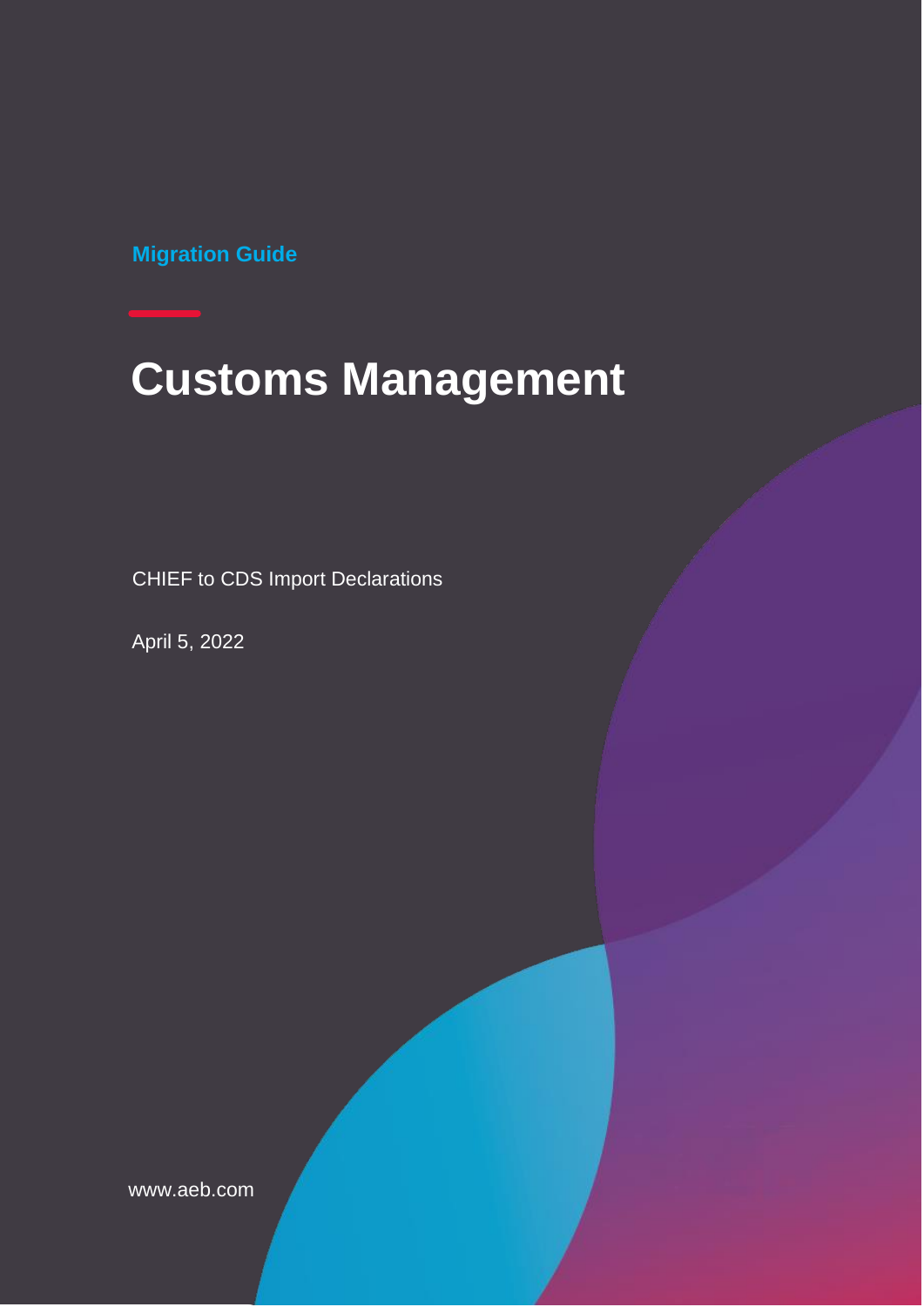Migration Guide

# Customs Management

CHIEF to CDS Import Declarations

April 5, 2022

www.aeb.com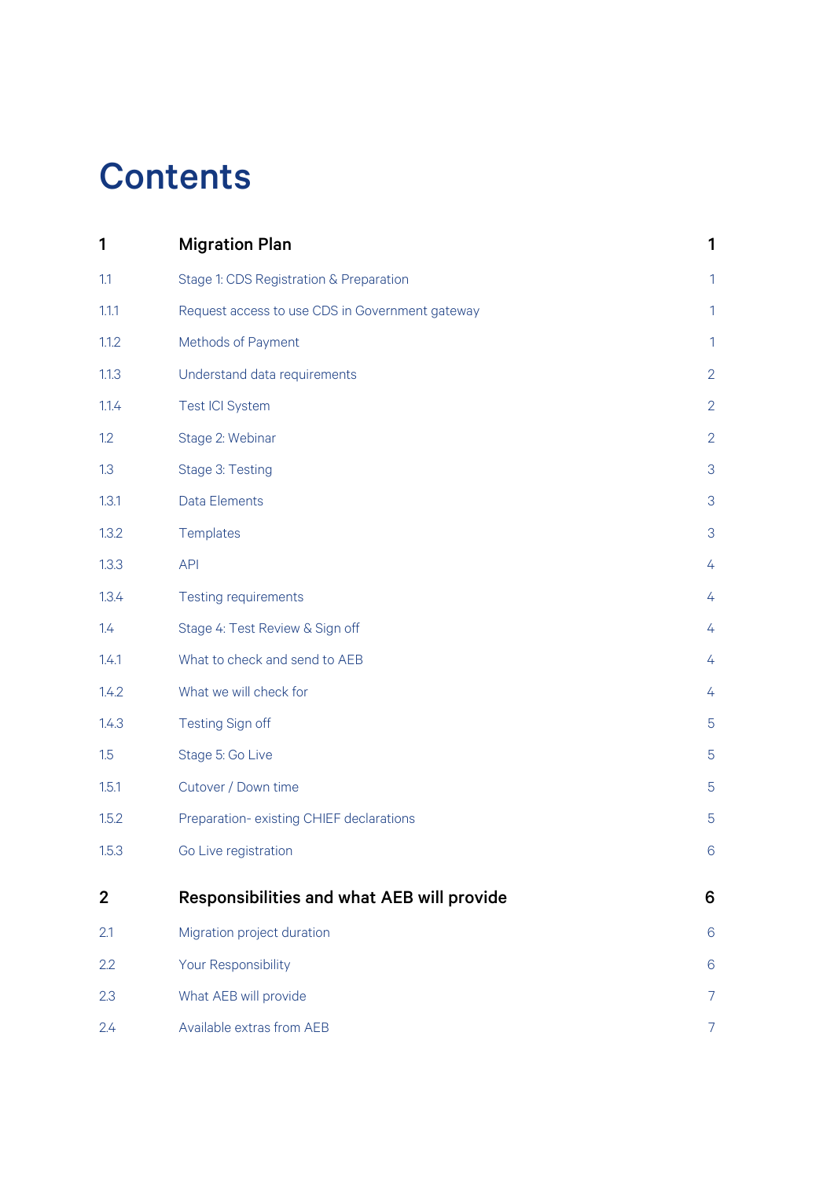# Contents

| | | |
|---|---|---|
| **1** | **Migration Plan** | **1** |
| 1.1 | Stage 1: CDS Registration & Preparation | 1 |
| 1.1.1 | Request access to use CDS in Government gateway | 1 |
| 1.1.2 | Methods of Payment | 1 |
| 1.1.3 | Understand data requirements | 2 |
| 1.1.4 | Test ICI System | 2 |
| 1.2 | Stage 2: Webinar | 2 |
| 1.3 | Stage 3: Testing | 3 |
| 1.3.1 | Data Elements | 3 |
| 1.3.2 | Templates | 3 |
| 1.3.3 | API | 4 |
| 1.3.4 | Testing requirements | 4 |
| 1.4 | Stage 4: Test Review & Sign off | 4 |
| 1.4.1 | What to check and send to AEB | 4 |
| 1.4.2 | What we will check for | 4 |
| 1.4.3 | Testing Sign off | 5 |
| 1.5 | Stage 5: Go Live | 5 |
| 1.5.1 | Cutover / Down time | 5 |
| 1.5.2 | Preparation- existing CHIEF declarations | 5 |
| 1.5.3 | Go Live registration | 6 |
| **2** | **Responsibilities and what AEB will provide** | **6** |
| 2.1 | Migration project duration | 6 |
| 2.2 | Your Responsibility | 6 |
| 2.3 | What AEB will provide | 7 |
| 2.4 | Available extras from AEB | 7 |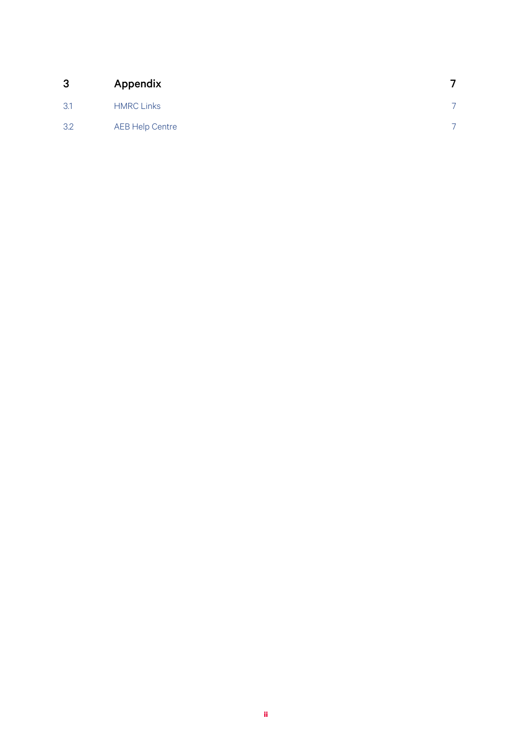| 3 | Appendix | 7 |
| --- | --- | --- |
| 3.1 | HMRC Links | 7 |
| 3.2 | AEB Help Centre | 7 |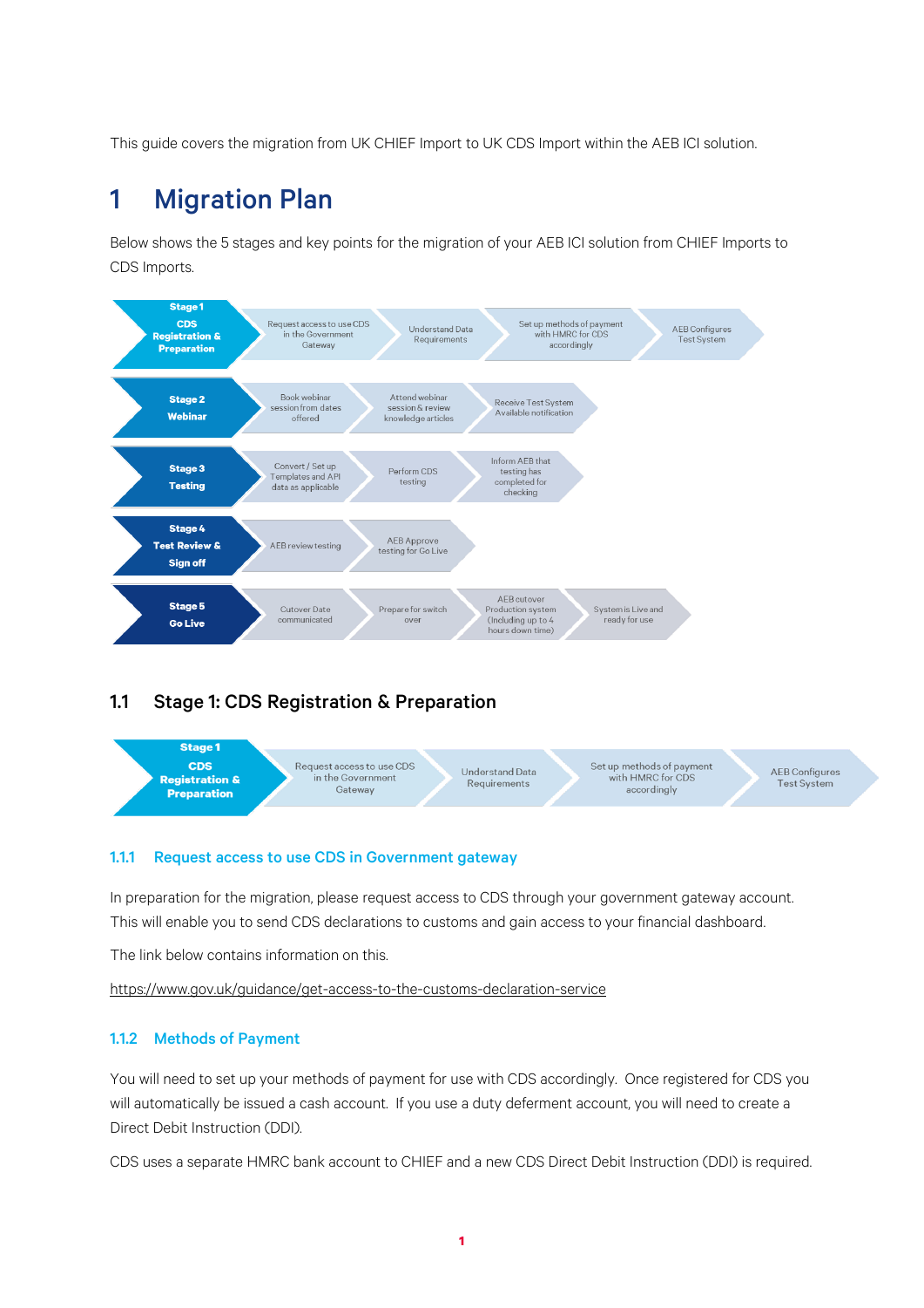This guide covers the migration from UK CHIEF Import to UK CDS Import within the AEB ICI solution.

# 1 Migration Plan

Below shows the 5 stages and key points for the migration of your AEB ICI solution from CHIEF Imports to CDS Imports.

| Stage | | | | |
| --- | --- | --- | --- | --- |
| **Stage 1 CDS Registration & Preparation** | Request access to use CDS in the Government Gateway | Understand Data Requirements | Set up methods of payment with HMRC for CDS accordingly | AEB Configures Test System |
| **Stage 2 Webinar** | Book webinar session from dates offered | Attend webinar session & review knowledge articles | Receive Test System Available notification | |
| **Stage 3 Testing** | Convert / Set up Templates and API data as applicable | Perform CDS testing | Inform AEB that testing has completed for checking | |
| **Stage 4 Test Review & Sign off** | AEB review testing | AEB Approve testing for Go Live | | |
| **Stage 5 Go Live** | Cutover Date communicated | Prepare for switch over | AEB cutover Production system (Including up to 4 hours down time) | System is Live and ready for use |

## 1.1 Stage 1: CDS Registration & Preparation

| **Stage 1 CDS Registration & Preparation** | Request access to use CDS in the Government Gateway | Understand Data Requirements | Set up methods of payment with HMRC for CDS accordingly | AEB Configures Test System |
| --- | --- | --- | --- | --- |

### 1.1.1 Request access to use CDS in Government gateway

In preparation for the migration, please request access to CDS through your government gateway account. This will enable you to send CDS declarations to customs and gain access to your financial dashboard.

The link below contains information on this.

https://www.gov.uk/guidance/get-access-to-the-customs-declaration-service

### 1.1.2 Methods of Payment

You will need to set up your methods of payment for use with CDS accordingly. Once registered for CDS you will automatically be issued a cash account. If you use a duty deferment account, you will need to create a Direct Debit Instruction (DDI).

CDS uses a separate HMRC bank account to CHIEF and a new CDS Direct Debit Instruction (DDI) is required.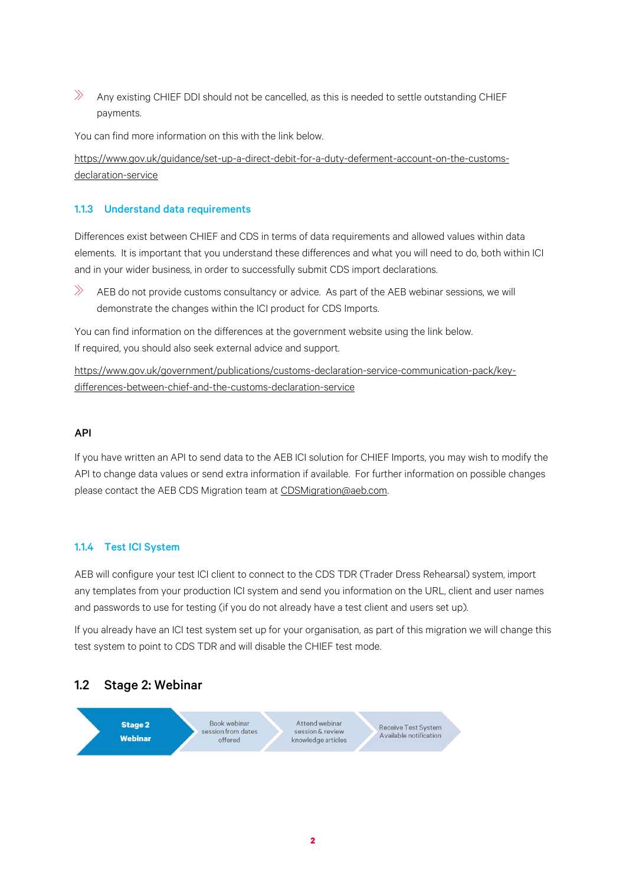- Any existing CHIEF DDI should not be cancelled, as this is needed to settle outstanding CHIEF payments.

You can find more information on this with the link below.

https://www.gov.uk/guidance/set-up-a-direct-debit-for-a-duty-deferment-account-on-the-customs-declaration-service

### 1.1.3 Understand data requirements

Differences exist between CHIEF and CDS in terms of data requirements and allowed values within data elements. It is important that you understand these differences and what you will need to do, both within ICI and in your wider business, in order to successfully submit CDS import declarations.

- AEB do not provide customs consultancy or advice. As part of the AEB webinar sessions, we will demonstrate the changes within the ICI product for CDS Imports.

You can find information on the differences at the government website using the link below.
If required, you should also seek external advice and support.

https://www.gov.uk/government/publications/customs-declaration-service-communication-pack/key-differences-between-chief-and-the-customs-declaration-service

**API**

If you have written an API to send data to the AEB ICI solution for CHIEF Imports, you may wish to modify the API to change data values or send extra information if available. For further information on possible changes please contact the AEB CDS Migration team at CDSMigration@aeb.com.

### 1.1.4 Test ICI System

AEB will configure your test ICI client to connect to the CDS TDR (Trader Dress Rehearsal) system, import any templates from your production ICI system and send you information on the URL, client and user names and passwords to use for testing (if you do not already have a test client and users set up).

If you already have an ICI test system set up for your organisation, as part of this migration we will change this test system to point to CDS TDR and will disable the CHIEF test mode.

## 1.2 Stage 2: Webinar

**Stage 2 Webinar** → Book webinar session from dates offered → Attend webinar session & review knowledge articles → Receive Test System Available notification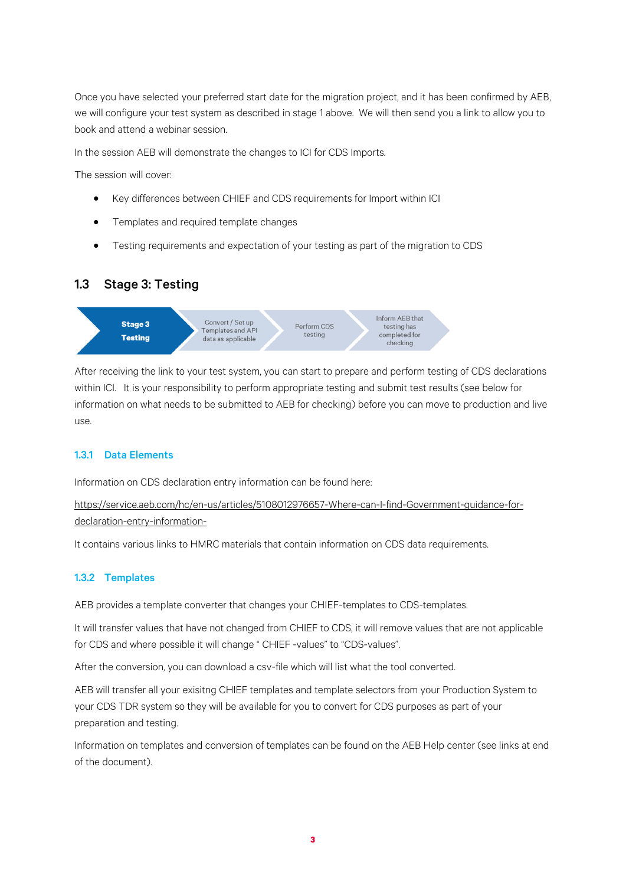Once you have selected your preferred start date for the migration project, and it has been confirmed by AEB, we will configure your test system as described in stage 1 above. We will then send you a link to allow you to book and attend a webinar session.

In the session AEB will demonstrate the changes to ICI for CDS Imports.

The session will cover:

- Key differences between CHIEF and CDS requirements for Import within ICI
- Templates and required template changes
- Testing requirements and expectation of your testing as part of the migration to CDS

## 1.3 Stage 3: Testing

**Stage 3 Testing** → Convert / Set up Templates and API data as applicable → Perform CDS testing → Inform AEB that testing has completed for checking

After receiving the link to your test system, you can start to prepare and perform testing of CDS declarations within ICI. It is your responsibility to perform appropriate testing and submit test results (see below for information on what needs to be submitted to AEB for checking) before you can move to production and live use.

### 1.3.1 Data Elements

Information on CDS declaration entry information can be found here:

https://service.aeb.com/hc/en-us/articles/5108012976657-Where-can-I-find-Government-guidance-for-declaration-entry-information-

It contains various links to HMRC materials that contain information on CDS data requirements.

### 1.3.2 Templates

AEB provides a template converter that changes your CHIEF-templates to CDS-templates.

It will transfer values that have not changed from CHIEF to CDS, it will remove values that are not applicable for CDS and where possible it will change " CHIEF -values" to "CDS-values".

After the conversion, you can download a csv-file which will list what the tool converted.

AEB will transfer all your exisitng CHIEF templates and template selectors from your Production System to your CDS TDR system so they will be available for you to convert for CDS purposes as part of your preparation and testing.

Information on templates and conversion of templates can be found on the AEB Help center (see links at end of the document).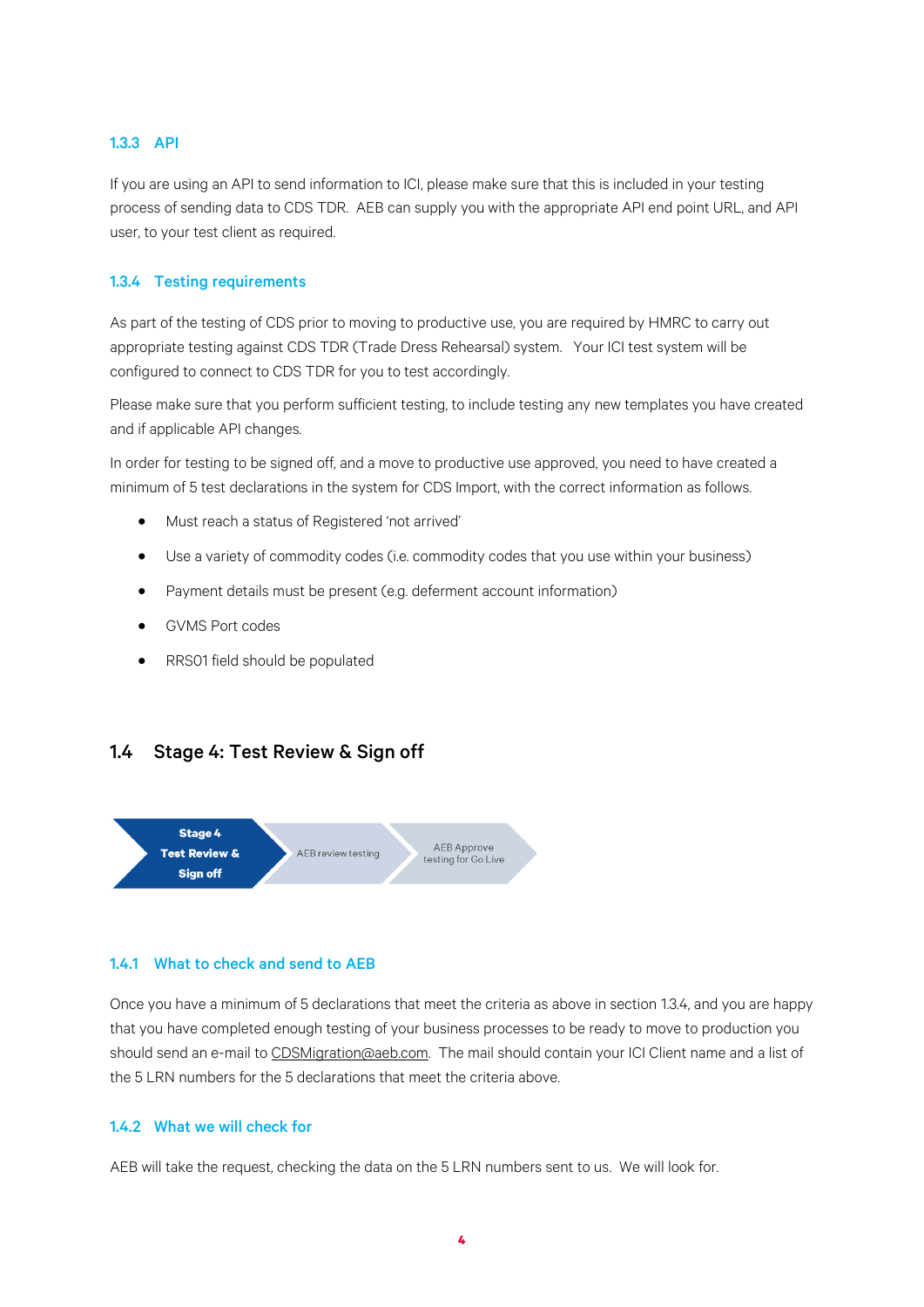### 1.3.3 API

If you are using an API to send information to ICI, please make sure that this is included in your testing process of sending data to CDS TDR. AEB can supply you with the appropriate API end point URL, and API user, to your test client as required.

### 1.3.4 Testing requirements

As part of the testing of CDS prior to moving to productive use, you are required by HMRC to carry out appropriate testing against CDS TDR (Trade Dress Rehearsal) system. Your ICI test system will be configured to connect to CDS TDR for you to test accordingly.

Please make sure that you perform sufficient testing, to include testing any new templates you have created and if applicable API changes.

In order for testing to be signed off, and a move to productive use approved, you need to have created a minimum of 5 test declarations in the system for CDS Import, with the correct information as follows.

- Must reach a status of Registered 'not arrived'
- Use a variety of commodity codes (i.e. commodity codes that you use within your business)
- Payment details must be present (e.g. deferment account information)
- GVMS Port codes
- RRS01 field should be populated

## 1.4 Stage 4: Test Review & Sign off

**Stage 4 Test Review & Sign off** → AEB review testing → AEB Approve testing for Go Live

### 1.4.1 What to check and send to AEB

Once you have a minimum of 5 declarations that meet the criteria as above in section 1.3.4, and you are happy that you have completed enough testing of your business processes to be ready to move to production you should send an e-mail to CDSMigration@aeb.com. The mail should contain your ICI Client name and a list of the 5 LRN numbers for the 5 declarations that meet the criteria above.

### 1.4.2 What we will check for

AEB will take the request, checking the data on the 5 LRN numbers sent to us. We will look for.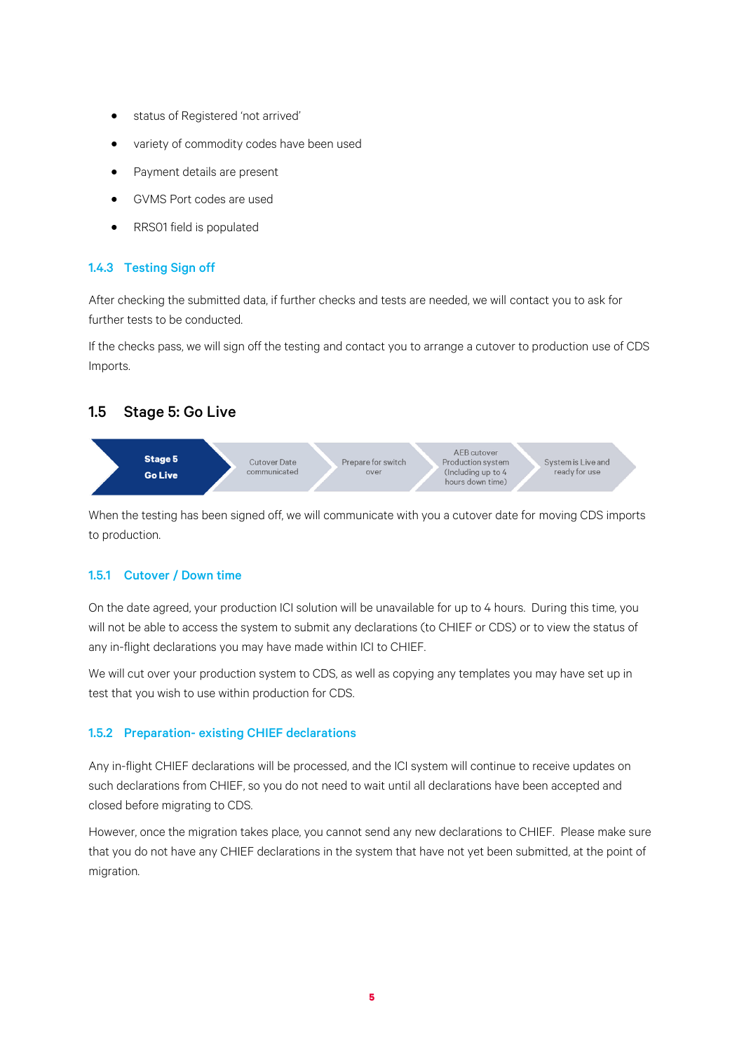- status of Registered 'not arrived'
- variety of commodity codes have been used
- Payment details are present
- GVMS Port codes are used
- RRS01 field is populated

### 1.4.3 Testing Sign off

After checking the submitted data, if further checks and tests are needed, we will contact you to ask for further tests to be conducted.

If the checks pass, we will sign off the testing and contact you to arrange a cutover to production use of CDS Imports.

## 1.5 Stage 5: Go Live

**Stage 5 Go Live** → Cutover Date communicated → Prepare for switch over → AEB cutover Production system (Including up to 4 hours down time) → System is Live and ready for use

When the testing has been signed off, we will communicate with you a cutover date for moving CDS imports to production.

### 1.5.1 Cutover / Down time

On the date agreed, your production ICI solution will be unavailable for up to 4 hours. During this time, you will not be able to access the system to submit any declarations (to CHIEF or CDS) or to view the status of any in-flight declarations you may have made within ICI to CHIEF.

We will cut over your production system to CDS, as well as copying any templates you may have set up in test that you wish to use within production for CDS.

### 1.5.2 Preparation- existing CHIEF declarations

Any in-flight CHIEF declarations will be processed, and the ICI system will continue to receive updates on such declarations from CHIEF, so you do not need to wait until all declarations have been accepted and closed before migrating to CDS.

However, once the migration takes place, you cannot send any new declarations to CHIEF. Please make sure that you do not have any CHIEF declarations in the system that have not yet been submitted, at the point of migration.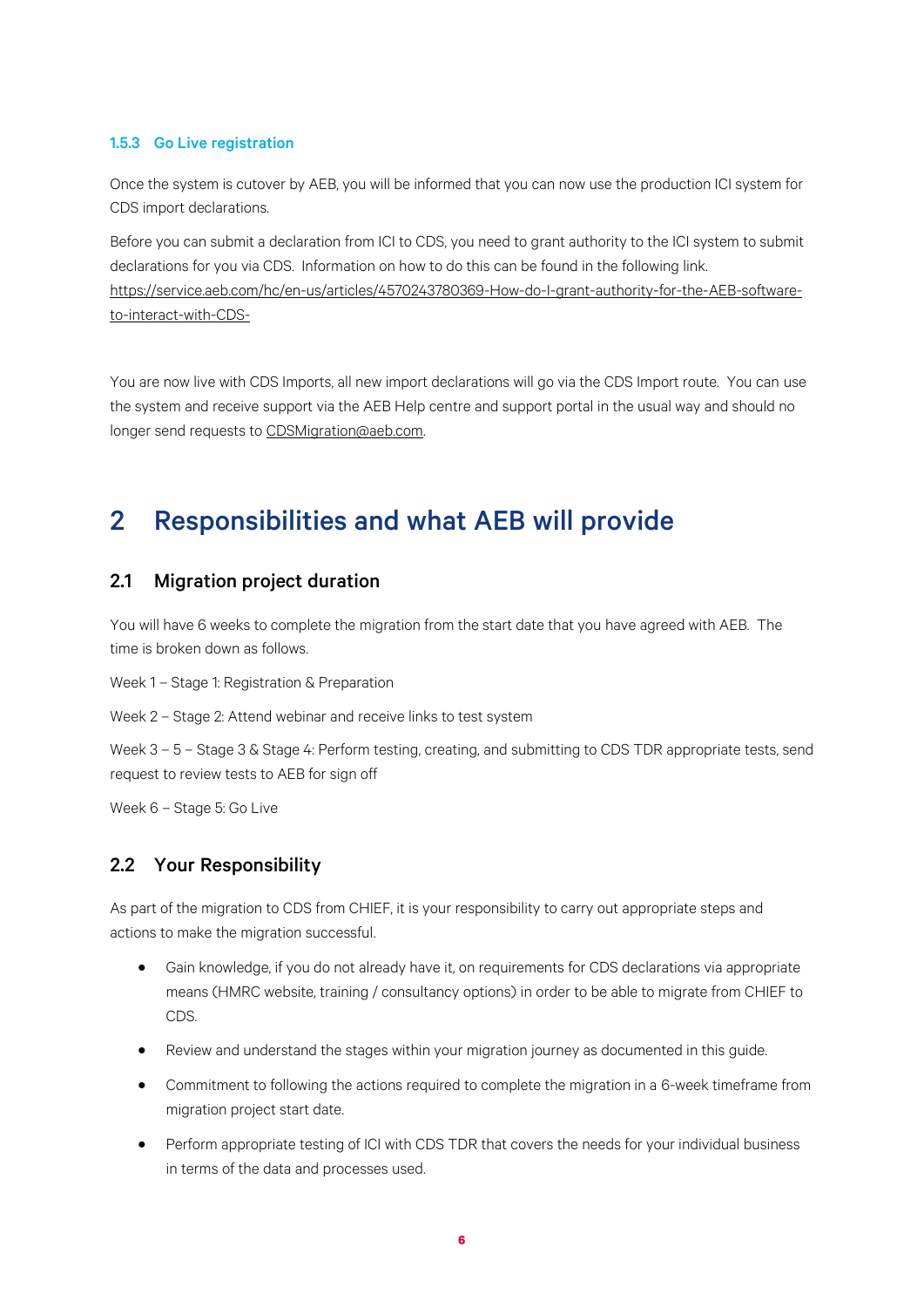### 1.5.3 Go Live registration

Once the system is cutover by AEB, you will be informed that you can now use the production ICI system for CDS import declarations.

Before you can submit a declaration from ICI to CDS, you need to grant authority to the ICI system to submit declarations for you via CDS. Information on how to do this can be found in the following link. https://service.aeb.com/hc/en-us/articles/4570243780369-How-do-I-grant-authority-for-the-AEB-software-to-interact-with-CDS-

You are now live with CDS Imports, all new import declarations will go via the CDS Import route. You can use the system and receive support via the AEB Help centre and support portal in the usual way and should no longer send requests to CDSMigration@aeb.com.

# 2 Responsibilities and what AEB will provide

## 2.1 Migration project duration

You will have 6 weeks to complete the migration from the start date that you have agreed with AEB. The time is broken down as follows.

Week 1 – Stage 1: Registration & Preparation

Week 2 – Stage 2: Attend webinar and receive links to test system

Week 3 – 5 – Stage 3 & Stage 4: Perform testing, creating, and submitting to CDS TDR appropriate tests, send request to review tests to AEB for sign off

Week 6 – Stage 5: Go Live

## 2.2 Your Responsibility

As part of the migration to CDS from CHIEF, it is your responsibility to carry out appropriate steps and actions to make the migration successful.

- Gain knowledge, if you do not already have it, on requirements for CDS declarations via appropriate means (HMRC website, training / consultancy options) in order to be able to migrate from CHIEF to CDS.
- Review and understand the stages within your migration journey as documented in this guide.
- Commitment to following the actions required to complete the migration in a 6-week timeframe from migration project start date.
- Perform appropriate testing of ICI with CDS TDR that covers the needs for your individual business in terms of the data and processes used.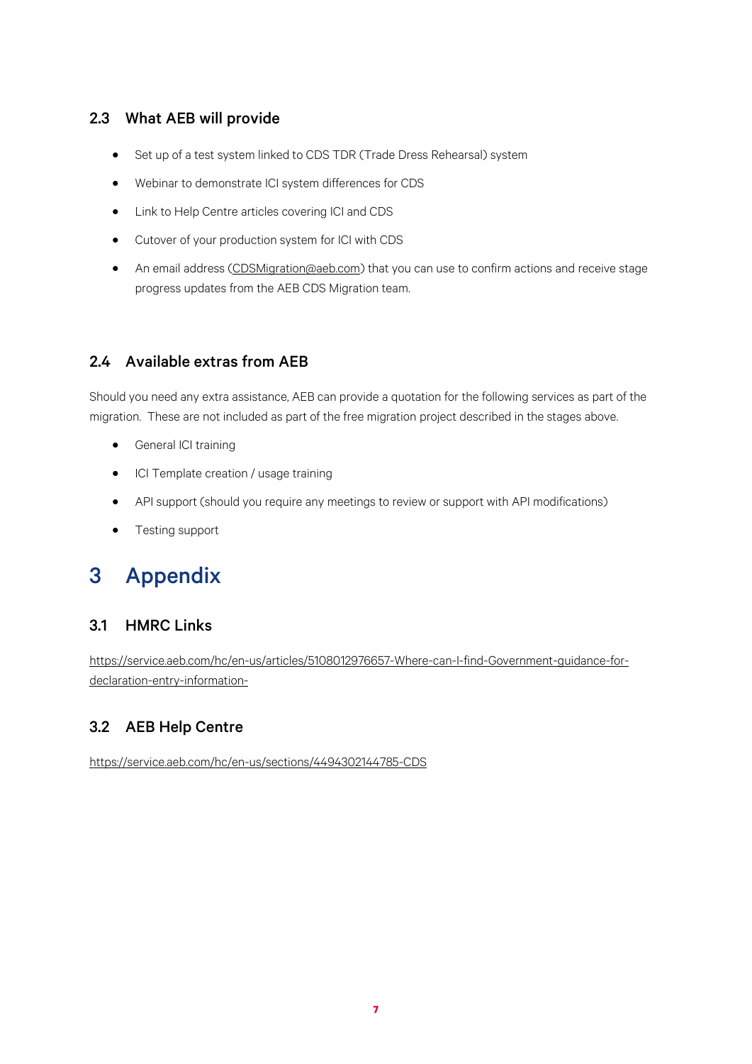### 2.3 What AEB will provide

- Set up of a test system linked to CDS TDR (Trade Dress Rehearsal) system
- Webinar to demonstrate ICI system differences for CDS
- Link to Help Centre articles covering ICI and CDS
- Cutover of your production system for ICI with CDS
- An email address (CDSMigration@aeb.com) that you can use to confirm actions and receive stage progress updates from the AEB CDS Migration team.

### 2.4 Available extras from AEB

Should you need any extra assistance, AEB can provide a quotation for the following services as part of the migration. These are not included as part of the free migration project described in the stages above.

- General ICI training
- ICI Template creation / usage training
- API support (should you require any meetings to review or support with API modifications)
- Testing support

## 3 Appendix

### 3.1 HMRC Links

https://service.aeb.com/hc/en-us/articles/5108012976657-Where-can-I-find-Government-guidance-for-declaration-entry-information-

### 3.2 AEB Help Centre

https://service.aeb.com/hc/en-us/sections/4494302144785-CDS